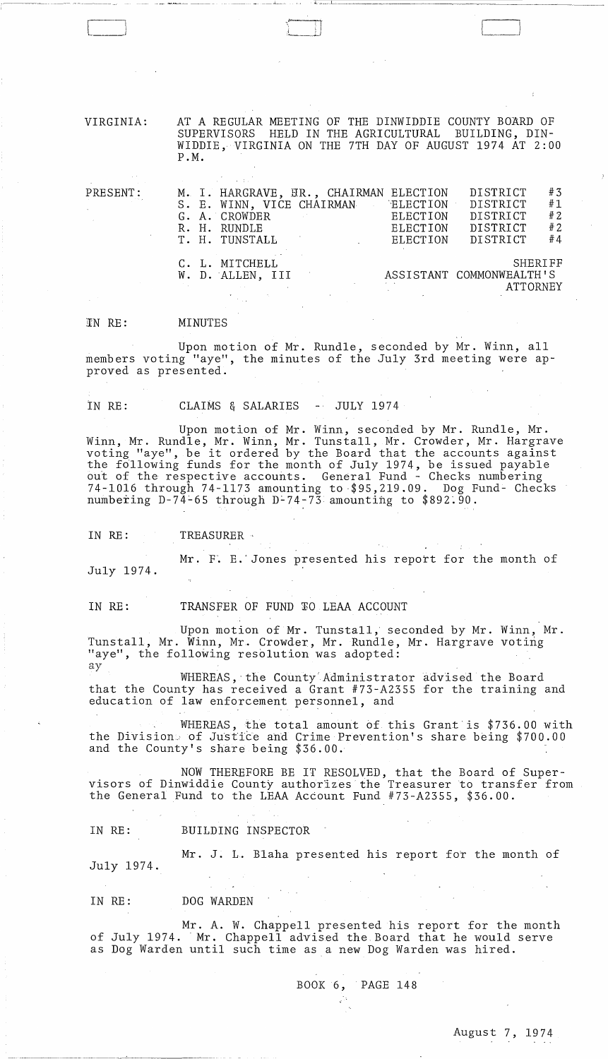VIRGINIA: AT A REGULAR MEETING OF THE DINWIDDIE COUNTY BOARD OF SUPERVISORS HELD IN THE AGRICULTURAL BUILDING, DINWIDDIE, VIRGINIA ON THE 7TH DAY OF AUGUST 1974 AT 2:00 P.M.

| | | | |
|---|---|---|---|
| PRESENT: | M. I. HARGRAVE, JR., CHAIRMAN | ELECTION DISTRICT | #3 |
| | S. E. WINN, VICE CHAIRMAN | ELECTION DISTRICT | #1 |
| | G. A. CROWDER | ELECTION DISTRICT | #2 |
| | R. H. RUNDLE | ELECTION DISTRICT | #2 |
| | T. H. TUNSTALL | ELECTION DISTRICT | #4 |
| | C. L. MITCHELL | | SHERIFF |
| | W. D. ALLEN, III | | ASSISTANT COMMONWEALTH'S ATTORNEY |

IN RE: MINUTES

Upon motion of Mr. Rundle, seconded by Mr. Winn, all members voting "aye", the minutes of the July 3rd meeting were approved as presented.

IN RE: CLAIMS & SALARIES - JULY 1974

Upon motion of Mr. Winn, seconded by Mr. Rundle, Mr. Winn, Mr. Rundle, Mr. Winn, Mr. Tunstall, Mr. Crowder, Mr. Hargrave voting "aye", be it ordered by the Board that the accounts against the following funds for the month of July 1974, be issued payable out of the respective accounts. General Fund - Checks numbering 74-1016 through 74-1173 amounting to $95,219.09. Dog Fund- Checks numbering D-74-65 through D-74-73 amounting to $892.90.

IN RE: TREASURER

Mr. F. E. Jones presented his report for the month of July 1974.

IN RE: TRANSFER OF FUND TO LEAA ACCOUNT

Upon motion of Mr. Tunstall, seconded by Mr. Winn, Mr. Tunstall, Mr. Winn, Mr. Crowder, Mr. Rundle, Mr. Hargrave voting "aye", the following resolution was adopted:

WHEREAS, the County Administrator advised the Board that the County has received a Grant #73-A2355 for the training and education of law enforcement personnel, and

WHEREAS, the total amount of this Grant is $736.00 with the Division of Justice and Crime Prevention's share being $700.00 and the County's share being $36.00.

NOW THEREFORE BE IT RESOLVED, that the Board of Supervisors of Dinwiddie County authorizes the Treasurer to transfer from the General Fund to the LEAA Account Fund #73-A2355, $36.00.

IN RE: BUILDING INSPECTOR

Mr. J. L. Blaha presented his report for the month of July 1974.

IN RE: DOG WARDEN

Mr. A. W. Chappell presented his report for the month of July 1974. Mr. Chappell advised the Board that he would serve as Dog Warden until such time as a new Dog Warden was hired.

BOOK 6, PAGE 148

August 7, 1974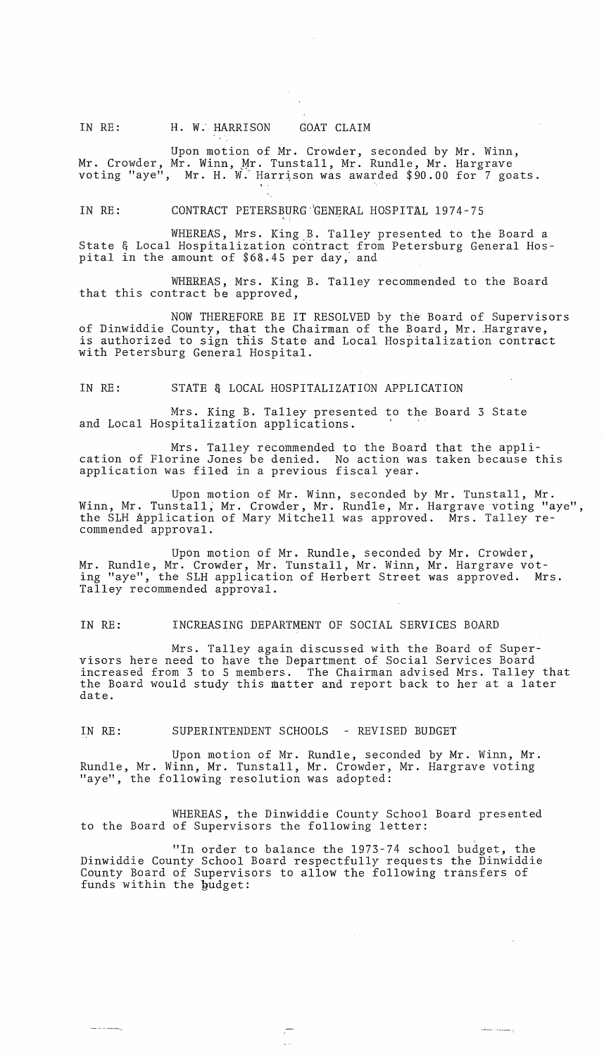IN RE: H. W. HARRISON GOAT CLAIM

Upon motion of Mr. Crowder, seconded by Mr. Winn, Mr. Crowder, Mr. Winn, Mr. Tunstall, Mr. Rundle, Mr. Hargrave voting "aye", Mr. H. W. Harrison was awarded $90.00 for 7 goats.

IN RE: CONTRACT PETERSBURG GENERAL HOSPITAL 1974-75

WHEREAS, Mrs. King B. Talley presented to the Board a State & Local Hospitalization contract from Petersburg General Hospital in the amount of $68.45 per day, and

WHEREAS, Mrs. King B. Talley recommended to the Board that this contract be approved,

NOW THEREFORE BE IT RESOLVED by the Board of Supervisors of Dinwiddie County, that the Chairman of the Board, Mr. Hargrave, is authorized to sign this State and Local Hospitalization contract with Petersburg General Hospital.

IN RE: STATE & LOCAL HOSPITALIZATION APPLICATION

Mrs. King B. Talley presented to the Board 3 State and Local Hospitalization applications.

Mrs. Talley recommended to the Board that the application of Florine Jones be denied. No action was taken because this application was filed in a previous fiscal year.

Upon motion of Mr. Winn, seconded by Mr. Tunstall, Mr. Winn, Mr. Tunstall, Mr. Crowder, Mr. Rundle, Mr. Hargrave voting "aye", the SLH application of Mary Mitchell was approved. Mrs. Talley recommended approval.

Upon motion of Mr. Rundle, seconded by Mr. Crowder, Mr. Rundle, Mr. Crowder, Mr. Tunstall, Mr. Winn, Mr. Hargrave voting "aye", the SLH application of Herbert Street was approved. Mrs. Talley recommended approval.

IN RE: INCREASING DEPARTMENT OF SOCIAL SERVICES BOARD

Mrs. Talley again discussed with the Board of Supervisors here need to have the Department of Social Services Board increased from 3 to 5 members. The Chairman advised Mrs. Talley that the Board would study this matter and report back to her at a later date.

IN RE: SUPERINTENDENT SCHOOLS - REVISED BUDGET

Upon motion of Mr. Rundle, seconded by Mr. Winn, Mr. Rundle, Mr. Winn, Mr. Tunstall, Mr. Crowder, Mr. Hargrave voting "aye", the following resolution was adopted:

WHEREAS, the Dinwiddie County School Board presented to the Board of Supervisors the following letter:

"In order to balance the 1973-74 school budget, the Dinwiddie County School Board respectfully requests the Dinwiddie County Board of Supervisors to allow the following transfers of funds within the budget: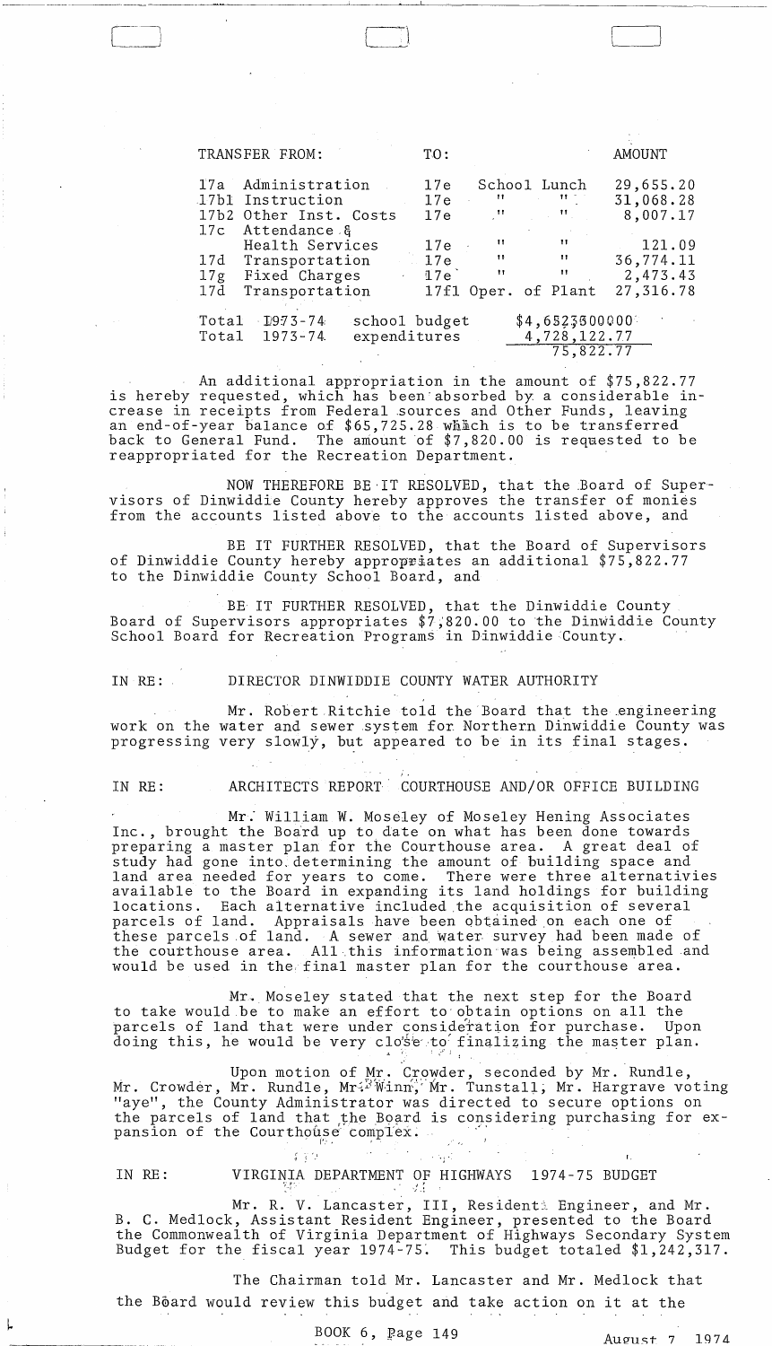| TRANSFER FROM: | TO: | AMOUNT |
|---|---|---|
| 17a Administration | 17e School Lunch | 29,655.20 |
| 17b1 Instruction | 17e " " | 31,068.28 |
| 17b2 Other Inst. Costs | 17e " " | 8,007.17 |
| 17c Attendance & Health Services | 17e " " | 121.09 |
| 17d Transportation | 17e " " | 36,774.11 |
| 17g Fixed Charges | 17e " " | 2,473.43 |
| 17d Transportation | 17f1 Oper. of Plant | 27,316.78 |

| | | |
|---|---|---|
| Total 1973-74 | school budget | $4,652,300.00 |
| Total 1973-74 | expenditures | 4,728,122.77 |
| | | 75,822.77 |

An additional appropriation in the amount of $75,822.77 is hereby requested, which has been absorbed by a considerable increase in receipts from Federal sources and Other Funds, leaving an end-of-year balance of $65,725.28 which is to be transferred back to General Fund. The amount of $7,820.00 is requested to be reappropriated for the Recreation Department.

NOW THEREFORE BE IT RESOLVED, that the Board of Supervisors of Dinwiddie County hereby approves the transfer of monies from the accounts listed above to the accounts listed above, and

BE IT FURTHER RESOLVED, that the Board of Supervisors of Dinwiddie County hereby appropriates an additional $75,822.77 to the Dinwiddie County School Board, and

BE IT FURTHER RESOLVED, that the Dinwiddie County Board of Supervisors appropriates $7,820.00 to the Dinwiddie County School Board for Recreation Programs in Dinwiddie County.

IN RE: DIRECTOR DINWIDDIE COUNTY WATER AUTHORITY

Mr. Robert Ritchie told the Board that the engineering work on the water and sewer system for Northern Dinwiddie County was progressing very slowly, but appeared to be in its final stages.

IN RE: ARCHITECTS REPORT COURTHOUSE AND/OR OFFICE BUILDING

Mr. William W. Moseley of Moseley Hening Associates Inc., brought the Board up to date on what has been done towards preparing a master plan for the Courthouse area. A great deal of study had gone into determining the amount of building space and land area needed for years to come. There were three alternativies available to the Board in expanding its land holdings for building locations. Each alternative included the acquisition of several parcels of land. Appraisals have been obtained on each one of these parcels of land. A sewer and water survey had been made of the courthouse area. All this information was being assembled and would be used in the final master plan for the courthouse area.

Mr. Moseley stated that the next step for the Board to take would be to make an effort to obtain options on all the parcels of land that were under consideration for purchase. Upon doing this, he would be very close to finalizing the master plan.

Upon motion of Mr. Crowder, seconded by Mr. Rundle, Mr. Crowder, Mr. Rundle, Mr. Winn, Mr. Tunstall, Mr. Hargrave voting "aye", the County Administrator was directed to secure options on the parcels of land that the Board is considering purchasing for expansion of the Courthouse complex.

IN RE: VIRGINIA DEPARTMENT OF HIGHWAYS 1974-75 BUDGET

Mr. R. V. Lancaster, III, Resident Engineer, and Mr. B. C. Medlock, Assistant Resident Engineer, presented to the Board the Commonwealth of Virginia Department of Highways Secondary System Budget for the fiscal year 1974-75. This budget totaled $1,242,317.

The Chairman told Mr. Lancaster and Mr. Medlock that the Board would review this budget and take action on it at the

BOOK 6, Page 149 August 7 1974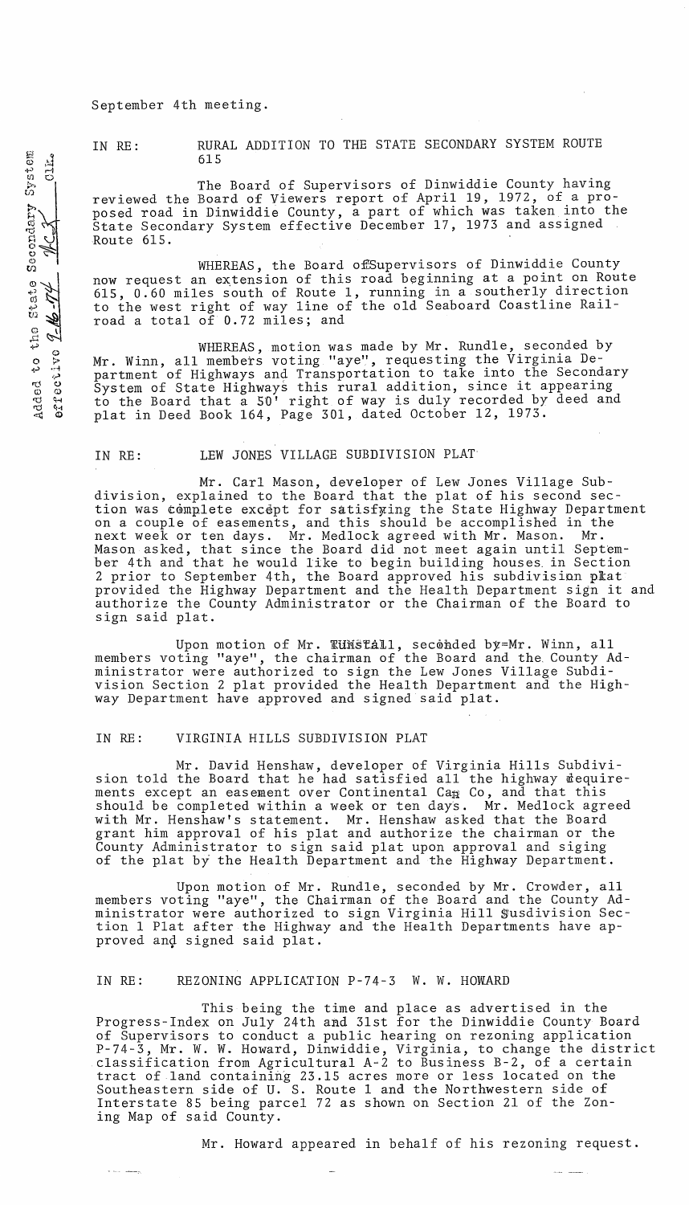September 4th meeting.

Added to the State Secondary System effective 9-16-74 [initials] Clk.

IN RE: RURAL ADDITION TO THE STATE SECONDARY SYSTEM ROUTE 615

The Board of Supervisors of Dinwiddie County having reviewed the Board of Viewers report of April 19, 1972, of a proposed road in Dinwiddie County, a part of which was taken into the State Secondary System effective December 17, 1973 and assigned Route 615.

WHEREAS, the Board of Supervisors of Dinwiddie County now request an extension of this road beginning at a point on Route 615, 0.60 miles south of Route 1, running in a southerly direction to the west right of way line of the old Seaboard Coastline Railroad a total of 0.72 miles; and

WHEREAS, motion was made by Mr. Rundle, seconded by Mr. Winn, all members voting "aye", requesting the Virginia Department of Highways and Transportation to take into the Secondary System of State Highways this rural addition, since it appearing to the Board that a 50' right of way is duly recorded by deed and plat in Deed Book 164, Page 301, dated October 12, 1973.

IN RE: LEW JONES VILLAGE SUBDIVISION PLAT

Mr. Carl Mason, developer of Lew Jones Village Subdivision, explained to the Board that the plat of his second section was complete except for satisfying the State Highway Department on a couple of easements, and this should be accomplished in the next week or ten days. Mr. Medlock agreed with Mr. Mason. Mr. Mason asked, that since the Board did not meet again until September 4th and that he would like to begin building houses in Section 2 prior to September 4th, the Board approved his subdivision plat provided the Highway Department and the Health Department sign it and authorize the County Administrator or the Chairman of the Board to sign said plat.

Upon motion of Mr. Tunstall, seconded by Mr. Winn, all members voting "aye", the chairman of the Board and the County Administrator were authorized to sign the Lew Jones Village Subdivision Section 2 plat provided the Health Department and the Highway Department have approved and signed said plat.

IN RE: VIRGINIA HILLS SUBDIVISION PLAT

Mr. David Henshaw, developer of Virginia Hills Subdivision told the Board that he had satisfied all the highway requirements except an easement over Continental Can Co, and that this should be completed within a week or ten days. Mr. Medlock agreed with Mr. Henshaw's statement. Mr. Henshaw asked that the Board grant him approval of his plat and authorize the chairman or the County Administrator to sign said plat upon approval and siging of the plat by the Health Department and the Highway Department.

Upon motion of Mr. Rundle, seconded by Mr. Crowder, all members voting "aye", the Chairman of the Board and the County Administrator were authorized to sign Virginia Hill Susdivision Section 1 Plat after the Highway and the Health Departments have approved and signed said plat.

IN RE: REZONING APPLICATION P-74-3 W. W. HOWARD

This being the time and place as advertised in the Progress-Index on July 24th and 31st for the Dinwiddie County Board of Supervisors to conduct a public hearing on rezoning application P-74-3, Mr. W. W. Howard, Dinwiddie, Virginia, to change the district classification from Agricultural A-2 to Business B-2, of a certain tract of land containing 23.15 acres more or less located on the Southeastern side of U. S. Route 1 and the Northwestern side of Interstate 85 being parcel 72 as shown on Section 21 of the Zoning Map of said County.

Mr. Howard appeared in behalf of his rezoning request.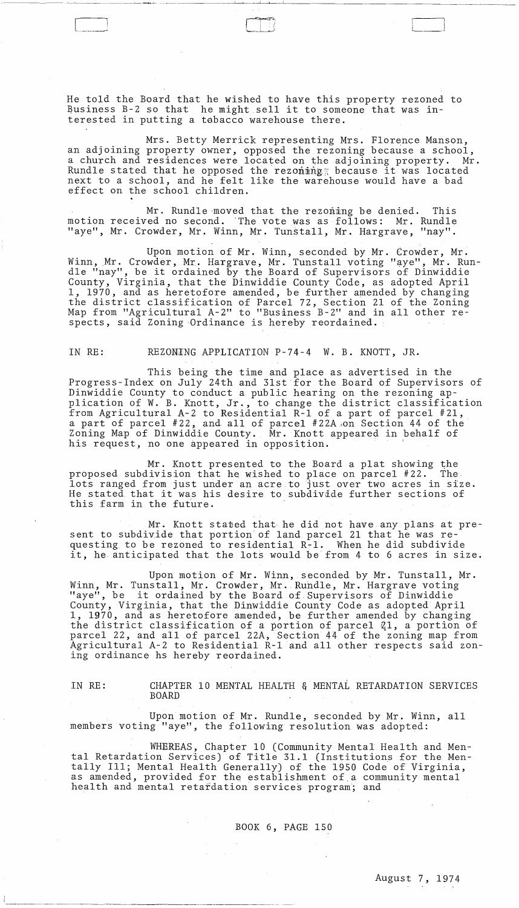He told the Board that he wished to have this property rezoned to Business B-2 so that he might sell it to someone that was interested in putting a tobacco warehouse there.

Mrs. Betty Merrick representing Mrs. Florence Manson, an adjoining property owner, opposed the rezoning because a school, a church and residences were located on the adjoining property. Mr. Rundle stated that he opposed the rezoning because it was located next to a school, and he felt like the warehouse would have a bad effect on the school children.

Mr. Rundle moved that the rezoning be denied. This motion received no second. The vote was as follows: Mr. Rundle "aye", Mr. Crowder, Mr. Winn, Mr. Tunstall, Mr. Hargrave, "nay".

Upon motion of Mr. Winn, seconded by Mr. Crowder, Mr. Winn, Mr. Crowder, Mr. Hargrave, Mr. Tunstall voting "aye", Mr. Rundle "nay", be it ordained by the Board of Supervisors of Dinwiddie County, Virginia, that the Dinwiddie County Code, as adopted April 1, 1970, and as heretofore amended, be further amended by changing the district classification of Parcel 72, Section 21 of the Zoning Map from "Agricultural A-2" to "Business B-2" and in all other respects, said Zoning Ordinance is hereby reordained.

IN RE: REZONING APPLICATION P-74-4 W. B. KNOTT, JR.

This being the time and place as advertised in the Progress-Index on July 24th and 31st for the Board of Supervisors of Dinwiddie County to conduct a public hearing on the rezoning application of W. B. Knott, Jr., to change the district classification from Agricultural A-2 to Residential R-1 of a part of parcel #21, a part of parcel #22, and all of parcel #22A on Section 44 of the Zoning Map of Dinwiddie County. Mr. Knott appeared in behalf of his request, no one appeared in opposition.

Mr. Knott presented to the Board a plat showing the proposed subdivision that he wished to place on parcel #22. The lots ranged from just under an acre to just over two acres in size. He stated that it was his desire to subdivide further sections of this farm in the future.

Mr. Knott stated that he did not have any plans at present to subdivide that portion of land parcel 21 that he was requesting to be rezoned to residential R-1. When he did subdivide it, he anticipated that the lots would be from 4 to 6 acres in size.

Upon motion of Mr. Winn, seconded by Mr. Tunstall, Mr. Winn, Mr. Tunstall, Mr. Crowder, Mr. Rundle, Mr. Hargrave voting "aye", be it ordained by the Board of Supervisors of Dinwiddie County, Virginia, that the Dinwiddie County Code as adopted April 1, 1970, and as heretofore amended, be further amended by changing the district classification of a portion of parcel 21, a portion of parcel 22, and all of parcel 22A, Section 44 of the zoning map from Agricultural A-2 to Residential R-1 and all other respects said zoning ordinance hs hereby reordained.

IN RE: CHAPTER 10 MENTAL HEALTH & MENTAL RETARDATION SERVICES BOARD

Upon motion of Mr. Rundle, seconded by Mr. Winn, all members voting "aye", the following resolution was adopted:

WHEREAS, Chapter 10 (Community Mental Health and Mental Retardation Services) of Title 31.1 (Institutions for the Mentally Ill; Mental Health Generally) of the 1950 Code of Virginia, as amended, provided for the establishment of a community mental health and mental retardation services program; and

BOOK 6, PAGE 150

August 7, 1974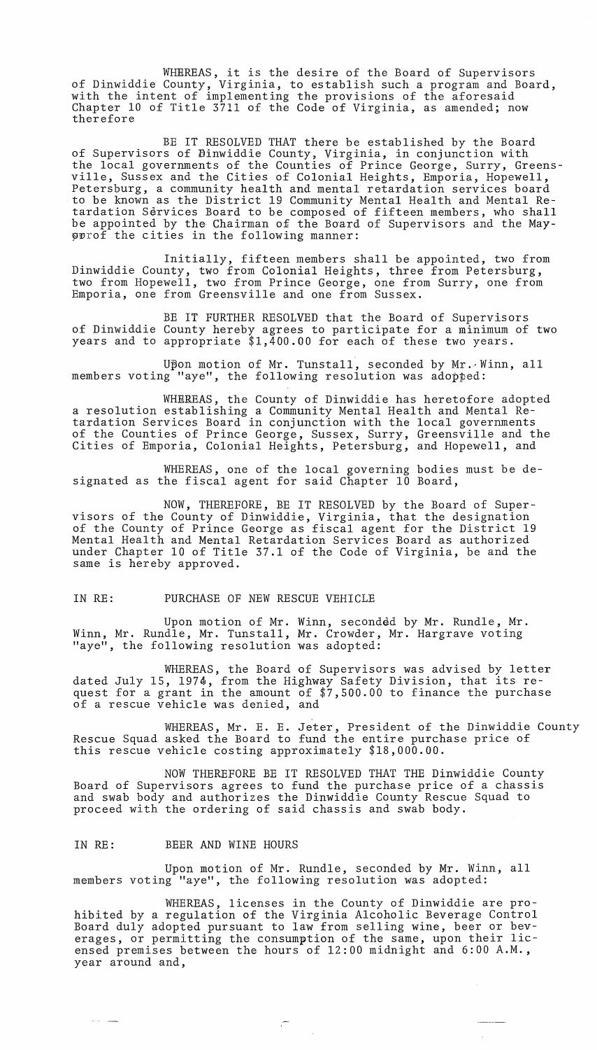WHEREAS, it is the desire of the Board of Supervisors of Dinwiddie County, Virginia, to establish such a program and Board, with the intent of implementing the provisions of the aforesaid Chapter 10 of Title 3711 of the Code of Virginia, as amended; now therefore

BE IT RESOLVED THAT there be established by the Board of Supervisors of Dinwiddie County, Virginia, in conjunction with the local governments of the Counties of Prince George, Surry, Greensville, Sussex and the Cities of Colonial Heights, Emporia, Hopewell, Petersburg, a community health and mental retardation services board to be known as the District 19 Community Mental Health and Mental Retardation Services Board to be composed of fifteen members, who shall be appointed by the Chairman of the Board of Supervisors and the Mayorof the cities in the following manner:

Initially, fifteen members shall be appointed, two from Dinwiddie County, two from Colonial Heights, three from Petersburg, two from Hopewell, two from Prince George, one from Surry, one from Emporia, one from Greensville and one from Sussex.

BE IT FURTHER RESOLVED that the Board of Supervisors of Dinwiddie County hereby agrees to participate for a minimum of two years and to appropriate $1,400.00 for each of these two years.

Upon motion of Mr. Tunstall, seconded by Mr. Winn, all members voting "aye", the following resolution was adopted:

WHEREAS, the County of Dinwiddie has heretofore adopted a resolution establishing a Community Mental Health and Mental Retardation Services Board in conjunction with the local governments of the Counties of Prince George, Sussex, Surry, Greensville and the Cities of Emporia, Colonial Heights, Petersburg, and Hopewell, and

WHEREAS, one of the local governing bodies must be designated as the fiscal agent for said Chapter 10 Board,

NOW, THEREFORE, BE IT RESOLVED by the Board of Supervisors of the County of Dinwiddie, Virginia, that the designation of the County of Prince George as fiscal agent for the District 19 Mental Health and Mental Retardation Services Board as authorized under Chapter 10 of Title 37.1 of the Code of Virginia, be and the same is hereby approved.

IN RE: PURCHASE OF NEW RESCUE VEHICLE

Upon motion of Mr. Winn, seconded by Mr. Rundle, Mr. Winn, Mr. Rundle, Mr. Tunstall, Mr. Crowder, Mr. Hargrave voting "aye", the following resolution was adopted:

WHEREAS, the Board of Supervisors was advised by letter dated July 15, 1974, from the Highway Safety Division, that its request for a grant in the amount of $7,500.00 to finance the purchase of a rescue vehicle was denied, and

WHEREAS, Mr. E. E. Jeter, President of the Dinwiddie County Rescue Squad asked the Board to fund the entire purchase price of this rescue vehicle costing approximately $18,000.00.

NOW THEREFORE BE IT RESOLVED THAT THE Dinwiddie County Board of Supervisors agrees to fund the purchase price of a chassis and swab body and authorizes the Dinwiddie County Rescue Squad to proceed with the ordering of said chassis and swab body.

IN RE: BEER AND WINE HOURS

Upon motion of Mr. Rundle, seconded by Mr. Winn, all members voting "aye", the following resolution was adopted:

WHEREAS, licenses in the County of Dinwiddie are prohibited by a regulation of the Virginia Alcoholic Beverage Control Board duly adopted pursuant to law from selling wine, beer or beverages, or permitting the consumption of the same, upon their licensed premises between the hours of 12:00 midnight and 6:00 A.M., year around and,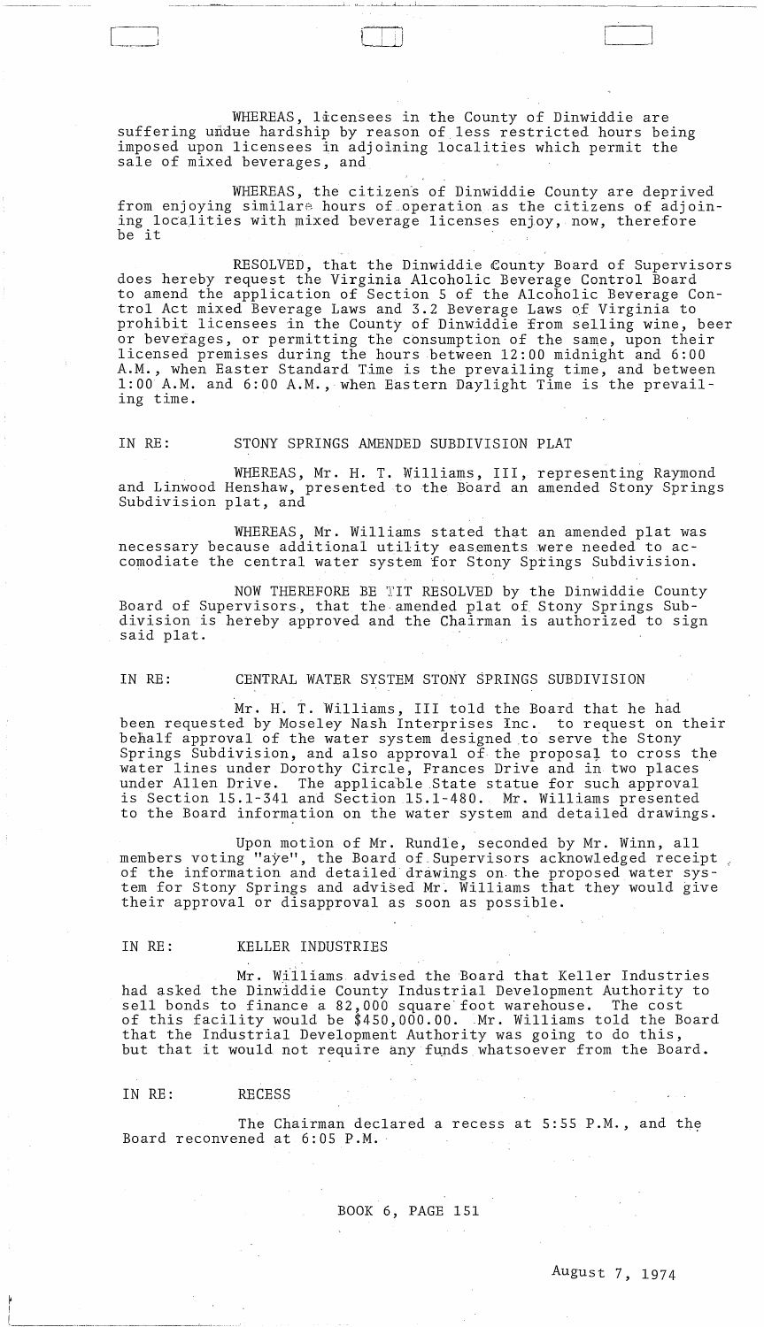WHEREAS, licensees in the County of Dinwiddie are suffering undue hardship by reason of less restricted hours being imposed upon licensees in adjoining localities which permit the sale of mixed beverages, and

WHEREAS, the citizens of Dinwiddie County are deprived from enjoying similare hours of operation as the citizens of adjoining localities with mixed beverage licenses enjoy, now, therefore be it

RESOLVED, that the Dinwiddie County Board of Supervisors does hereby request the Virginia Alcoholic Beverage Control Board to amend the application of Section 5 of the Alcoholic Beverage Control Act mixed Beverage Laws and 3.2 Beverage Laws of Virginia to prohibit licensees in the County of Dinwiddie from selling wine, beer or beverages, or permitting the consumption of the same, upon their licensed premises during the hours between 12:00 midnight and 6:00 A.M., when Easter Standard Time is the prevailing time, and between 1:00 A.M. and 6:00 A.M., when Eastern Daylight Time is the prevailing time.

IN RE: STONY SPRINGS AMENDED SUBDIVISION PLAT

WHEREAS, Mr. H. T. Williams, III, representing Raymond and Linwood Henshaw, presented to the Board an amended Stony Springs Subdivision plat, and

WHEREAS, Mr. Williams stated that an amended plat was necessary because additional utility easements were needed to accomodiate the central water system for Stony Springs Subdivision.

NOW THEREFORE BE IT RESOLVED by the Dinwiddie County Board of Supervisors, that the amended plat of Stony Springs Subdivision is hereby approved and the Chairman is authorized to sign said plat.

IN RE: CENTRAL WATER SYSTEM STONY SPRINGS SUBDIVISION

Mr. H. T. Williams, III told the Board that he had been requested by Moseley Nash Interprises Inc. to request on their behalf approval of the water system designed to serve the Stony Springs Subdivision, and also approval of the proposal to cross the water lines under Dorothy Circle, Frances Drive and in two places under Allen Drive. The applicable State statue for such approval is Section 15.1-341 and Section 15.1-480. Mr. Williams presented to the Board information on the water system and detailed drawings.

Upon motion of Mr. Rundle, seconded by Mr. Winn, all members voting "aye", the Board of Supervisors acknowledged receipt of the information and detailed drawings on the proposed water system for Stony Springs and advised Mr. Williams that they would give their approval or disapproval as soon as possible.

IN RE: KELLER INDUSTRIES

Mr. Williams advised the Board that Keller Industries had asked the Dinwiddie County Industrial Development Authority to sell bonds to finance a 82,000 square foot warehouse. The cost of this facility would be $450,000.00. Mr. Williams told the Board that the Industrial Development Authority was going to do this, but that it would not require any funds whatsoever from the Board.

IN RE: RECESS

The Chairman declared a recess at 5:55 P.M., and the Board reconvened at 6:05 P.M.

BOOK 6, PAGE 151

August 7, 1974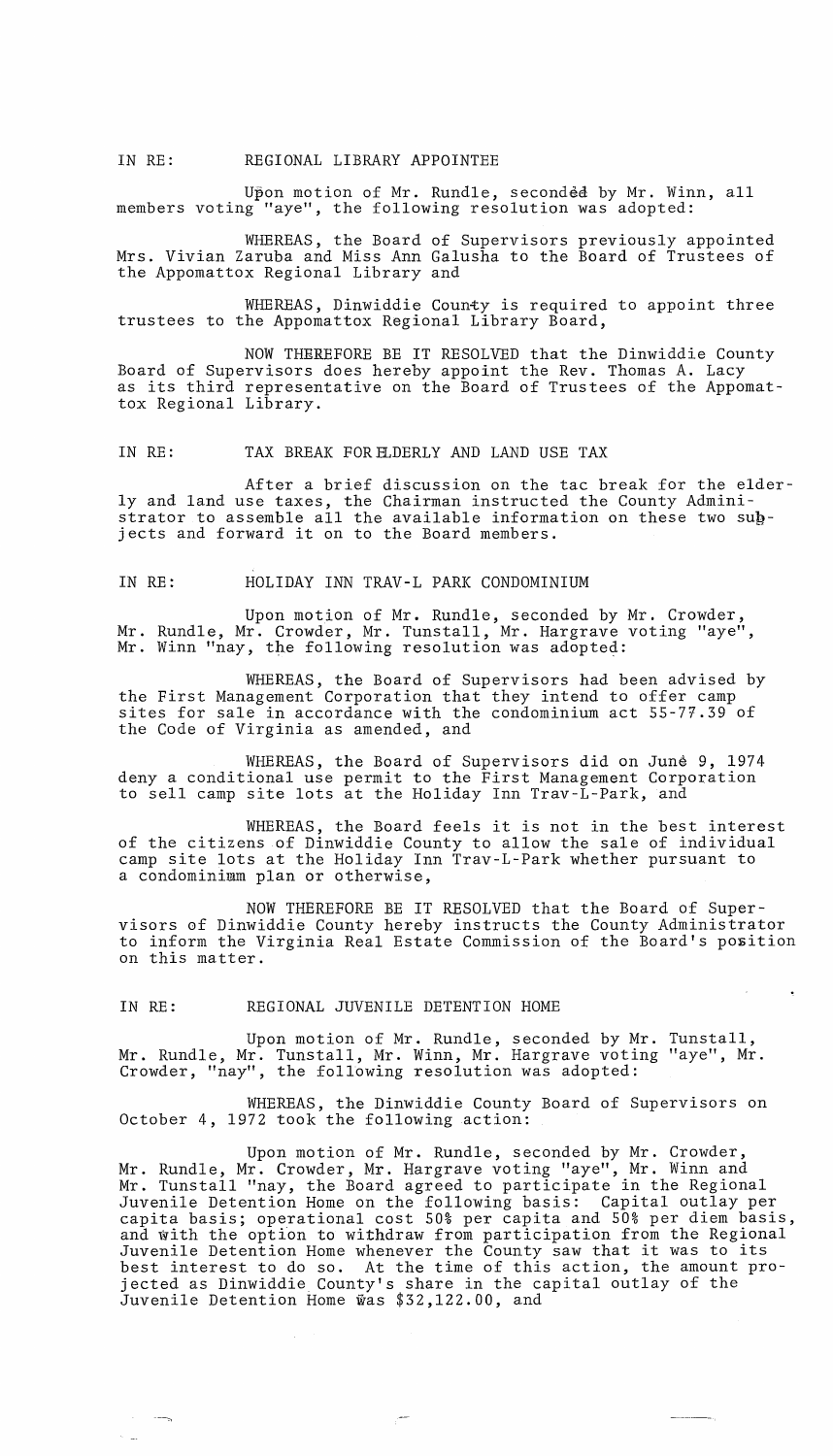IN RE: REGIONAL LIBRARY APPOINTEE

Upon motion of Mr. Rundle, seconded by Mr. Winn, all members voting "aye", the following resolution was adopted:

WHEREAS, the Board of Supervisors previously appointed Mrs. Vivian Zaruba and Miss Ann Galusha to the Board of Trustees of the Appomattox Regional Library and

WHEREAS, Dinwiddie County is required to appoint three trustees to the Appomattox Regional Library Board,

NOW THEREFORE BE IT RESOLVED that the Dinwiddie County Board of Supervisors does hereby appoint the Rev. Thomas A. Lacy as its third representative on the Board of Trustees of the Appomattox Regional Library.

IN RE: TAX BREAK FOR ELDERLY AND LAND USE TAX

After a brief discussion on the tac break for the elderly and land use taxes, the Chairman instructed the County Administrator to assemble all the available information on these two subjects and forward it on to the Board members.

IN RE: HOLIDAY INN TRAV-L PARK CONDOMINIUM

Upon motion of Mr. Rundle, seconded by Mr. Crowder, Mr. Rundle, Mr. Crowder, Mr. Tunstall, Mr. Hargrave voting "aye", Mr. Winn "nay, the following resolution was adopted:

WHEREAS, the Board of Supervisors had been advised by the First Management Corporation that they intend to offer camp sites for sale in accordance with the condominium act 55-77.39 of the Code of Virginia as amended, and

WHEREAS, the Board of Supervisors did on June 9, 1974 deny a conditional use permit to the First Management Corporation to sell camp site lots at the Holiday Inn Trav-L-Park, and

WHEREAS, the Board feels it is not in the best interest of the citizens of Dinwiddie County to allow the sale of individual camp site lots at the Holiday Inn Trav-L-Park whether pursuant to a condominium plan or otherwise,

NOW THEREFORE BE IT RESOLVED that the Board of Supervisors of Dinwiddie County hereby instructs the County Administrator to inform the Virginia Real Estate Commission of the Board's position on this matter.

IN RE: REGIONAL JUVENILE DETENTION HOME

Upon motion of Mr. Rundle, seconded by Mr. Tunstall, Mr. Rundle, Mr. Tunstall, Mr. Winn, Mr. Hargrave voting "aye", Mr. Crowder, "nay", the following resolution was adopted:

WHEREAS, the Dinwiddie County Board of Supervisors on October 4, 1972 took the following action:

Upon motion of Mr. Rundle, seconded by Mr. Crowder, Mr. Rundle, Mr. Crowder, Mr. Hargrave voting "aye", Mr. Winn and Mr. Tunstall "nay, the Board agreed to participate in the Regional Juvenile Detention Home on the following basis: Capital outlay per capita basis; operational cost 50% per capita and 50% per diem basis, and with the option to withdraw from participation from the Regional Juvenile Detention Home whenever the County saw that it was to its best interest to do so. At the time of this action, the amount projected as Dinwiddie County's share in the capital outlay of the Juvenile Detention Home was $32,122.00, and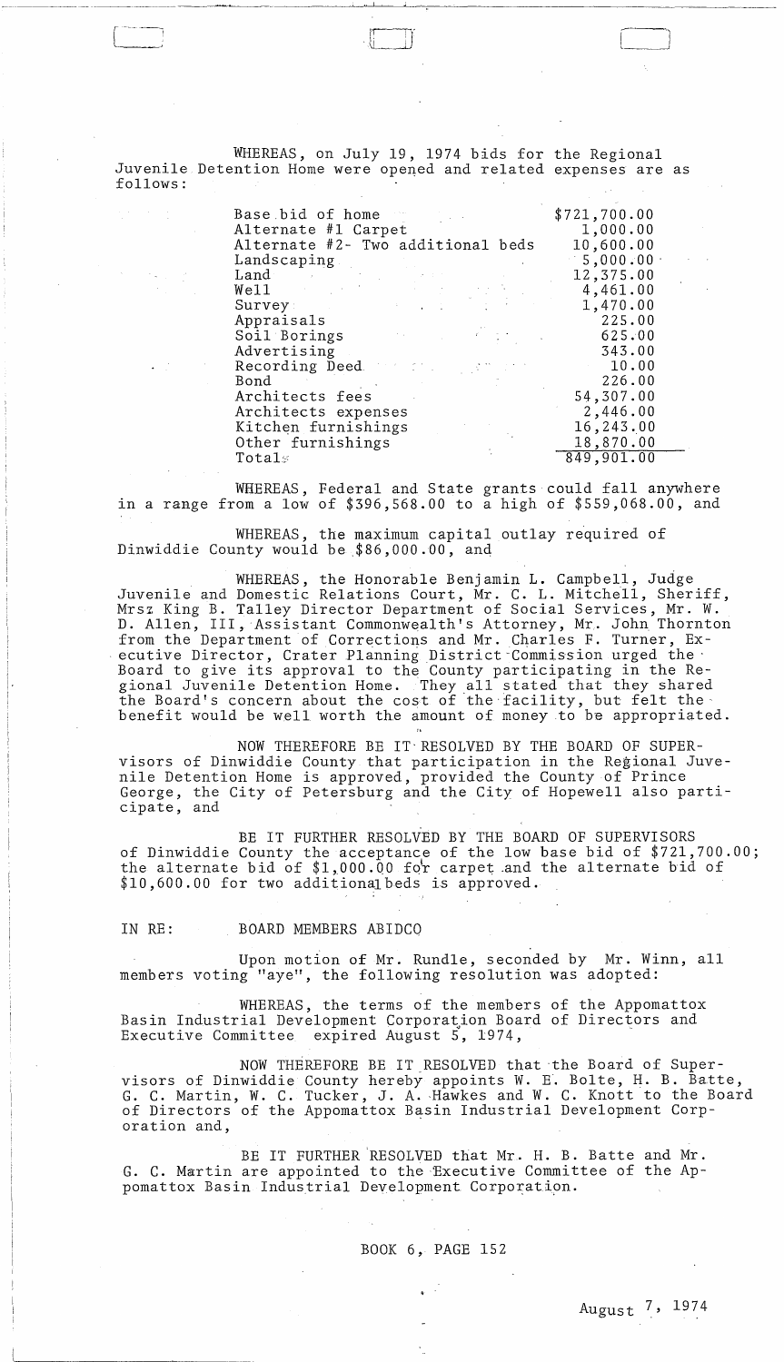WHEREAS, on July 19, 1974 bids for the Regional Juvenile Detention Home were opened and related expenses are as follows:

| | |
|---|---|
| Base bid of home | $721,700.00 |
| Alternate #1 Carpet | 1,000.00 |
| Alternate #2- Two additional beds | 10,600.00 |
| Landscaping | 5,000.00 |
| Land | 12,375.00 |
| Well | 4,461.00 |
| Survey | 1,470.00 |
| Appraisals | 225.00 |
| Soil Borings | 625.00 |
| Advertising | 343.00 |
| Recording Deed | 10.00 |
| Bond | 226.00 |
| Architects fees | 54,307.00 |
| Architects expenses | 2,446.00 |
| Kitchen furnishings | 16,243.00 |
| Other furnishings | 18,870.00 |
| Total | 849,901.00 |

WHEREAS, Federal and State grants could fall anywhere in a range from a low of $396,568.00 to a high of $559,068.00, and

WHEREAS, the maximum capital outlay required of Dinwiddie County would be $86,000.00, and

WHEREAS, the Honorable Benjamin L. Campbell, Judge Juvenile and Domestic Relations Court, Mr. C. L. Mitchell, Sheriff, Mrs. King B. Talley Director Department of Social Services, Mr. W. D. Allen, III, Assistant Commonwealth's Attorney, Mr. John Thornton from the Department of Corrections and Mr. Charles F. Turner, Executive Director, Crater Planning District Commission urged the Board to give its approval to the County participating in the Regional Juvenile Detention Home. They all stated that they shared the Board's concern about the cost of the facility, but felt the benefit would be well worth the amount of money to be appropriated.

NOW THEREFORE BE IT RESOLVED BY THE BOARD OF SUPERvisors of Dinwiddie County that participation in the Regional Juvenile Detention Home is approved, provided the County of Prince George, the City of Petersburg and the City of Hopewell also participate, and

BE IT FURTHER RESOLVED BY THE BOARD OF SUPERVISORS of Dinwiddie County the acceptance of the low base bid of $721,700.00; the alternate bid of $1,000.00 for carpet and the alternate bid of $10,600.00 for two additional beds is approved.

IN RE: BOARD MEMBERS ABIDCO

Upon motion of Mr. Rundle, seconded by Mr. Winn, all members voting "aye", the following resolution was adopted:

WHEREAS, the terms of the members of the Appomattox Basin Industrial Development Corporation Board of Directors and Executive Committee expired August 5, 1974,

NOW THEREFORE BE IT RESOLVED that the Board of Supervisors of Dinwiddie County hereby appoints W. E. Bolte, H. B. Batte, G. C. Martin, W. C. Tucker, J. A. Hawkes and W. C. Knott to the Board of Directors of the Appomattox Basin Industrial Development Corporation and,

BE IT FURTHER RESOLVED that Mr. H. B. Batte and Mr. G. C. Martin are appointed to the Executive Committee of the Appomattox Basin Industrial Development Corporation.

BOOK 6, PAGE 152

August 7, 1974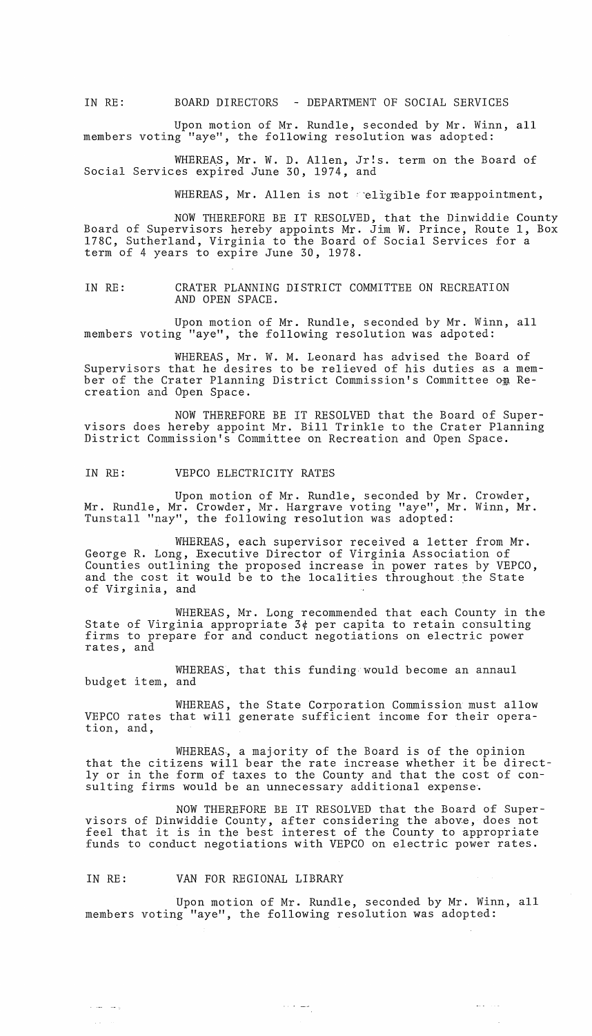IN RE: BOARD DIRECTORS - DEPARTMENT OF SOCIAL SERVICES

Upon motion of Mr. Rundle, seconded by Mr. Winn, all members voting "aye", the following resolution was adopted:

WHEREAS, Mr. W. D. Allen, Jr!s. term on the Board of Social Services expired June 30, 1974, and

WHEREAS, Mr. Allen is not eligible for reappointment,

NOW THEREFORE BE IT RESOLVED, that the Dinwiddie County Board of Supervisors hereby appoints Mr. Jim W. Prince, Route 1, Box 178C, Sutherland, Virginia to the Board of Social Services for a term of 4 years to expire June 30, 1978.

IN RE: CRATER PLANNING DISTRICT COMMITTEE ON RECREATION AND OPEN SPACE.

Upon motion of Mr. Rundle, seconded by Mr. Winn, all members voting "aye", the following resolution was adpoted:

WHEREAS, Mr. W. M. Leonard has advised the Board of Supervisors that he desires to be relieved of his duties as a member of the Crater Planning District Commission's Committee on Recreation and Open Space.

NOW THEREFORE BE IT RESOLVED that the Board of Supervisors does hereby appoint Mr. Bill Trinkle to the Crater Planning District Commission's Committee on Recreation and Open Space.

IN RE: VEPCO ELECTRICITY RATES

Upon motion of Mr. Rundle, seconded by Mr. Crowder, Mr. Rundle, Mr. Crowder, Mr. Hargrave voting "aye", Mr. Winn, Mr. Tunstall "nay", the following resolution was adopted:

WHEREAS, each supervisor received a letter from Mr. George R. Long, Executive Director of Virginia Association of Counties outlining the proposed increase in power rates by VEPCO, and the cost it would be to the localities throughout the State of Virginia, and

WHEREAS, Mr. Long recommended that each County in the State of Virginia appropriate 3¢ per capita to retain consulting firms to prepare for and conduct negotiations on electric power rates, and

WHEREAS, that this funding would become an annaul budget item, and

WHEREAS, the State Corporation Commission must allow VEPCO rates that will generate sufficient income for their operation, and,

WHEREAS, a majority of the Board is of the opinion that the citizens will bear the rate increase whether it be directly or in the form of taxes to the County and that the cost of consulting firms would be an unnecessary additional expense.

NOW THEREFORE BE IT RESOLVED that the Board of Supervisors of Dinwiddie County, after considering the above, does not feel that it is in the best interest of the County to appropriate funds to conduct negotiations with VEPCO on electric power rates.

IN RE: VAN FOR REGIONAL LIBRARY

Upon motion of Mr. Rundle, seconded by Mr. Winn, all members voting "aye", the following resolution was adopted: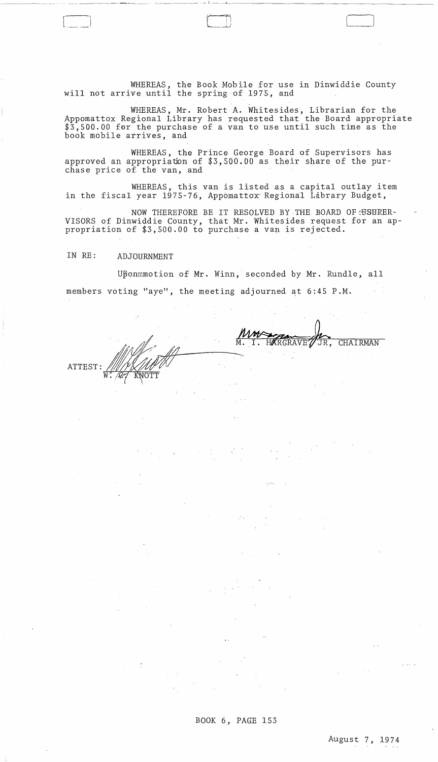WHEREAS, the Book Mobile for use in Dinwiddie County will not arrive until the spring of 1975, and

WHEREAS, Mr. Robert A. Whitesides, Librarian for the Appomattox Regional Library has requested that the Board appropriate $3,500.00 for the purchase of a van to use until such time as the book mobile arrives, and

WHEREAS, the Prince George Board of Supervisors has approved an appropriation of $3,500.00 as their share of the purchase price of the van, and

WHEREAS, this van is listed as a capital outlay item in the fiscal year 1975-76, Appomattox Regional Library Budget,

NOW THEREFORE BE IT RESOLVED BY THE BOARD OF SUPERVISORS of Dinwiddie County, that Mr. Whitesides request for an appropriation of $3,500.00 to purchase a van is rejected.

IN RE: ADJOURNMENT

Upon motion of Mr. Winn, seconded by Mr. Rundle, all members voting "aye", the meeting adjourned at 6:45 P.M.

M. I. HARGRAVE, JR, CHAIRMAN

ATTEST: W. C. KNOTT

BOOK 6, PAGE 153

August 7, 1974